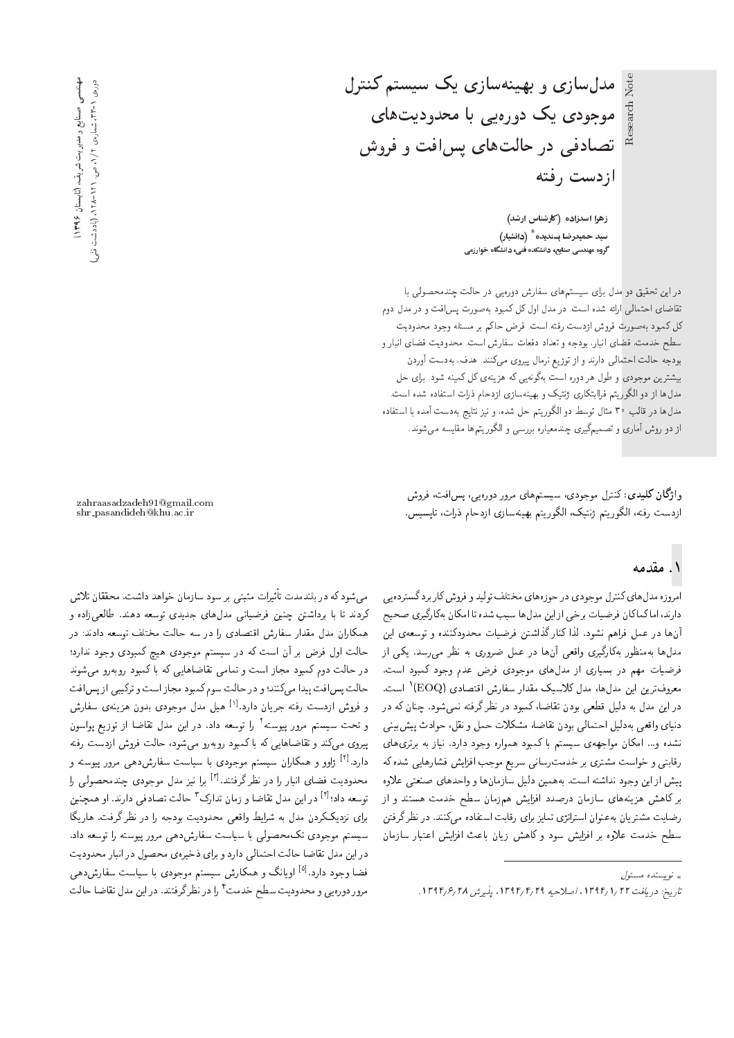Research Note

# مدل‌سازی و بهینه‌سازی یک سیستم کنترل موجودی یک دوره‌یی با محدودیت‌های تصادفی در حالت‌های پس‌افت و فروش ازدست رفته

**زهرا اسدزاده** (کارشناس ارشد)

**سید حمیدرضا پسندیده*** (دانشیار)

گروه مهندسی صنایع، دانشکده فنی، دانشگاه خوارزمی

در این تحقیق دو مدل برای سیستم‌های سفارش دوره‌یی در حالت چندمحصولی با تقاضای احتمالی ارائه شده است. در مدل اول کل کمبود به‌صورت پس‌افت و در مدل دوم کل کمبود به‌صورت فروش ازدست رفته است. فرض حاکم بر مسئله وجود محدودیت سطح خدمت، فضای انبار، بودجه و تعداد دفعات سفارش است. محدودیت فضای انبار و بودجه حالت احتمالی دارند و از توزیع نرمال پیروی می‌کنند. هدف، به‌دست آوردن بیشترین موجودی و طول هر دوره است به‌گونه‌یی که هزینه‌ی کل کمینه شود. برای حل مدل‌ها از دو الگوریتم فراابتکاری ژنتیک و بهینه‌سازی ازدحام ذرات استفاده شده است. مدل‌ها در قالب ۳۰ مثال توسط دو الگوریتم حل شده، و نیز نتایج به‌دست آمده با استفاده از دو روش آماری و تصمیم‌گیری چندمعیاره بررسی و الگوریتم‌ها مقایسه می‌شوند.

**واژگان کلیدی:** کنترل موجودی، سیستم‌های مرور دوره‌یی، پس‌افت، فروش ازدست رفته، الگوریتم ژنتیک، الگوریتم بهینه‌سازی ازدحام ذرات، تاپسیس.

zahraasadzadeh91@gmail.com
shr_pasandideh@khu.ac.ir

## ۱. مقدمه

امروزه مدل‌های کنترل موجودی در حوزه‌های مختلف تولید و فروش کاربرد گسترده‌یی دارند، اما کاستی فرضیات برخی از این مدل‌ها سبب شده تا امکان به‌کارگیری صحیح آن‌ها در عمل فراهم نشود. لذا کنار گذاشتن فرضیات محدودکننده و توسعه‌ی این مدل‌ها به‌منظور به‌کارگیری واقعی آن‌ها در عمل ضروری به نظر می‌رسد. یکی از فرضیات مهم در بسیاری از مدل‌های موجودی فرض عدم وجود کمبود است. معروف‌ترین این مدل‌ها، مدل کلاسیک مقدار سفارش اقتصادی (EOQ)[۱] است. در این مدل به دلیل قطعی بودن تقاضا، کمبود در نظر گرفته نمی‌شود. چنان که در دنیای واقعی به‌دلیل احتمالی بودن تقاضا، مشکلات حمل و نقل، حوادث پیش‌بینی نشده و... امکان مواجهه‌ی سیستم با کمبود همواره وجود دارد. نیاز به برتری‌های رقابتی و خواست مشتری بر خدمت‌رسانی سریع موجب افزایش فشارهایی شده که پیش از این وجود نداشته است. به‌همین دلیل سازمان‌ها و واحدهای صنعتی علاوه بر کاهش هزینه‌های سازمان درصدد افزایش هم‌زمان سطح خدمت هستند و از رضایت مشتریان به‌عنوان استراتژی تمایز برای رقابت استفاده می‌کنند. در نظرگرفتن سطح خدمت علاوه بر افزایش سود و کاهش زیان باعث افزایش اعتبار سازمان می‌شود که در بلندمدت تأثیرات مثبتی بر سود سازمان خواهد داشت. محققان تلاش کردند تا با برداشتن چنین فرضیاتی مدل‌های جدیدی توسعه دهند. طالعی‌زاده و همکاران مدل مقدار سفارش اقتصادی را در سه حالت مختلف توسعه دادند: در حالت اول فرض بر آن است که در سیستم موجودی هیچ کمبودی وجود ندارد؛ در حالت دوم کمبود مجاز است و تمامی تقاضاهایی که با کمبود روبه‌رو می‌شوند حالت پس‌افت پیدا می‌کنند؛ و در حالت سوم کمبود مجاز است و ترکیبی از پس‌افت و فروش ازدست رفته جریان دارد.[۱] هیل مدل موجودی بدون هزینه‌ی سفارش و تحت سیستم مرور پیوسته[۲] را توسعه داد. در این مدل تقاضا از توزیع پواسون پیروی می‌کند و تقاضاهایی که با کمبود روبه‌رو می‌شود، حالت فروش ازدست رفته دارد.[۲] ژاوو و همکاران سیستم موجودی با سیاست سفارش‌دهی مرور پیوسته و محدودیت فضای انبار را در نظر گرفتند.[۳] برا نیز مدل موجودی چندمحصولی را توسعه داد؛[۴] در این مدل تقاضا و زمان تدارک[۳] حالت تصادفی دارند. او همچنین برای نزدیک‌کردن مدل به شرایط واقعی محدودیت بودجه را در نظر گرفت. هاریگا سیستم موجودی تک‌محصولی با سیاست سفارش‌دهی مرور پیوسته را توسعه داد. در این مدل تقاضا حالت احتمالی دارد و برای ذخیره‌ی محصول در انبار محدودیت فضا وجود دارد.[۵] اویانگ و همکارش سیستم موجودی با سیاست سفارش‌دهی مرور دوره‌یی و محدودیت سطح خدمت[۴] را در نظر گرفتند. در این مدل تقاضا حالت

---

* نویسنده مسئول

تاریخ: دریافت ۲۲ /۱ /۱۳۹۴، اصلاحیه ۲۹ /۴ /۱۳۹۴، پذیرش ۲۸ /۶ /۱۳۹۴.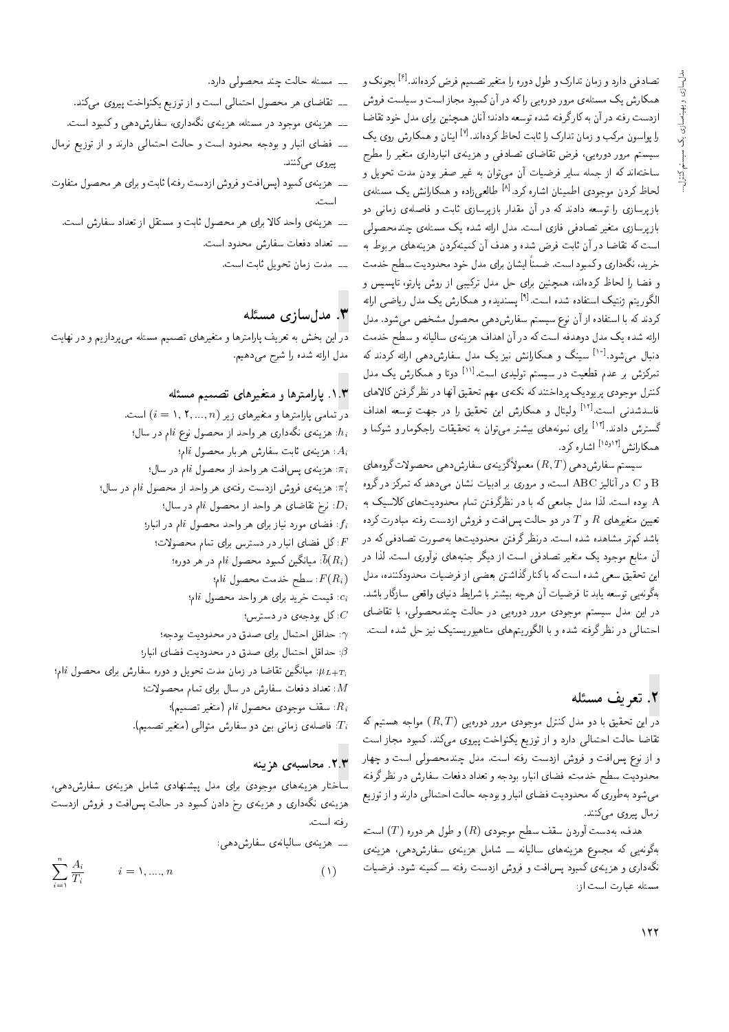تصادفی دارد و زمان تدارک و طول دوره را متغیر تصمیم فرض کرده‌اند.[6] بجونک و همکارش یک مسئله‌ی مرور دوره‌یی را که در آن کمبود مجاز است و سیاست فروش ازدست رفته در آن به کارگرفته شده توسعه دادند؛ آنان همچنین برای مدل خود تقاضا را پواسون مرکب و زمان تدارک را ثابت لحاظ کرده‌اند.[7] ایتان و همکارش روی یک سیستم مرور دوره‌یی، فرض تقاضای تصادفی و هزینه‌ی انبارداری متغیر را مطرح ساخته‌اند که از جمله سایر فرضیات آن می‌توان به غیر صفر بودن مدت تحویل و لحاظ کردن موجودی اطمینان اشاره کرد.[8] طالعی‌زاده و همکارانش یک مسئله‌ی بازپرسازی را توسعه دادند که در آن مقدار بازپرسازی ثابت و فاصله‌ی زمانی دو بازپرسازی متغیر تصادفی فازی است. مدل ارائه شده یک مسئله‌ی چندمحصولی است که تقاضا در آن ثابت فرض شده و هدف آن کمینه‌کردن هزینه‌های مربوط به خرید، نگه‌داری و کمبود است. ضمناً ایشان برای مدل خود محدودیت سطح خدمت و فضا را لحاظ کرده‌اند، همچنین برای حل مدل ترکیبی از روش پارتو، تاپسیس و الگوریتم ژنتیک استفاده شده است.[9] پسندیده و همکارش یک مدل ریاضی ارائه کردند که با استفاده از آن نوع سیستم سفارش‌دهی محصول مشخص می‌شود. مدل ارائه شده یک مدل دوهدفه است که در آن اهداف هزینه‌ی سالیانه و سطح خدمت دنبال می‌شود.[10] سینگ و همکارانش نیز یک مدل سفارش‌دهی ارائه کردند که تمرکز بر عدم قطعیت در سیستم تولیدی است.[11] دوتا و همکارش یک مدل کنترل موجودی پریودیک پرداختند که نکته‌ی مهم تحقیق آنها در نظرگرفتن کالاهای فاسدشدنی است.[12] ولیتال و همکارش این تحقیق را در جهت توسعه اهداف گسترش دادند.[13] برای نمونه‌های بیشتر می‌توان به تحقیقات راجکومار و شوکما و همکارانش[14،15] اشاره کرد.

سیستم سفارش‌دهی $(R,T)$ معمولاً گزینه‌ی سفارش‌دهی محصولات گروه‌های B و C در آنالیز ABC است، و مروری بر ادبیات نشان می‌دهد که تمرکز در گروه A بوده است. لذا مدل جامعی که با در نظرگرفتن تمام محدودیت‌های کلاسیک به تعیین متغیرهای $R$ و $T$ در دو حالت پس‌افت و فروش ازدست رفته مبادرت کرده باشد کم‌تر مشاهده شده است. درنظرگرفتن محدودیت‌ها به‌صورت تصادفی که در آن منابع موجود یک متغیر تصادفی است از دیگر جنبه‌های نوآوری است. لذا در این تحقیق سعی شده است که با کنارگذاشتن بعضی از فرضیات محدودکننده، مدل به‌گونه‌یی توسعه یابد تا فرضیات آن هرچه بیشتر با شرایط دنیای واقعی سازگار باشد. در این مدل سیستم موجودی مرور دوره‌یی در حالت چندمحصولی، با تقاضای احتمالی در نظرگرفته شده و با الگوریتم‌های متاهیوریستیک نیز حل شده است.

## ۲. تعریف مسئله

در این تحقیق با دو مدل کنترل موجودی مرور دوره‌یی $(R,T)$ مواجه هستیم که تقاضا حالت احتمالی دارد و از توزیع یکنواخت پیروی می‌کند. کمبود مجاز است و از نوع پس‌افت و فروش ازدست رفته است. مدل چندمحصولی است و چهار محدودیت سطح خدمت، فضای انبار، بودجه و تعداد دفعات سفارش در نظرگرفته می‌شود به‌طوری که محدودیت فضای انبار و بودجه حالت احتمالی دارند و از توزیع نرمال پیروی می‌کنند.

هدف، به‌دست آوردن سقف سطح موجودی $(R)$ و طول هر دوره $(T)$ است، به‌گونه‌یی که مجموع هزینه‌های سالیانه ــ شامل هزینه‌ی سفارش‌دهی، هزینه‌ی نگه‌داری و هزینه‌ی کمبود پس‌افت و فروش ازدست رفته ــ کمینه شود. فرضیات مسئله عبارت است از:

ــ مسئله حالت چند محصولی دارد.

ــ تقاضای هر محصول احتمالی است و از توزیع یکنواخت پیروی می‌کند.

ــ هزینه‌ی موجود در مسئله، هزینه‌ی نگه‌داری، سفارش‌دهی و کمبود است.

ــ فضای انبار و بودجه محدود است و حالت احتمالی دارند و از توزیع نرمال پیروی می‌کنند.

ــ هزینه‌ی کمبود (پس‌افت و فروش ازدست رفته) ثابت و برای هر محصول متفاوت است.

ــ هزینه‌ی واحد کالا برای هر محصول ثابت و مستقل از تعداد سفارش است.

ــ تعداد دفعات سفارش محدود است.

ــ مدت زمان تحویل ثابت است.

## ۳. مدل‌سازی مسئله

در این بخش به تعریف پارامترها و متغیرهای تصمیم مسئله می‌پردازیم و در نهایت مدل ارائه شده را شرح می‌دهیم.

### ۱.۳. پارامترها و متغیرهای تصمیم مسئله

در تمامی پارامترها و متغیرهای زیر $(i = 1, 2, ..., n)$ است.

$h_i$: هزینه‌ی نگه‌داری هر واحد از محصول نوع $i$ام در سال؛

$A_i$: هزینه‌ی ثابت سفارش هر بار محصول $i$ام؛

$\pi_i$: هزینه‌ی پس‌افت هر واحد از محصول $i$ام در سال؛

$\pi'_i$: هزینه‌ی فروش ازدست رفته‌ی هر واحد از محصول $i$ام در سال؛

$D_i$: نرخ تقاضای هر واحد از محصول $i$ام در سال؛

$f_i$: فضای مورد نیاز برای هر واحد محصول $i$ام در انبار؛

$F$: کل فضای انبار در دسترس برای تمام محصولات؛

$\bar{b}(R_i)$: میانگین کمبود محصول $i$ام در هر دوره؛

$F(R_i)$: سطح خدمت محصول $i$ام؛

$c_i$: قیمت خرید برای هر واحد محصول $i$ام؛

$C$: کل بودجه‌ی در دسترس؛

$\gamma$: حداقل احتمال برای صدق در محدودیت بودجه؛

$\beta$: حداقل احتمال برای صدق در محدودیت فضای انبار؛

$\mu_{L+T_i}$: میانگین تقاضا در زمان مدت تحویل و دوره سفارش برای محصول $i$ام؛

$M$: تعداد دفعات سفارش در سال برای تمام محصولات؛

$R_i$: سقف موجودی محصول $i$ام (متغیر تصمیم)؛

$T_i$: فاصله‌ی زمانی بین دو سفارش متوالی (متغیر تصمیم).

### ۲.۳. محاسبه‌ی هزینه

ساختار هزینه‌های موجودی برای مدل پیشنهادی شامل هزینه‌ی سفارش‌دهی، هزینه‌ی نگه‌داری و هزینه‌ی رخ دادن کمبود در حالت پس‌افت و فروش ازدست رفته است.

ــ هزینه‌ی سالیانه‌ی سفارش‌دهی:

$$\sum_{i=1}^{n} \frac{A_i}{T_i} \qquad i = 1, ..., n \qquad (1)$$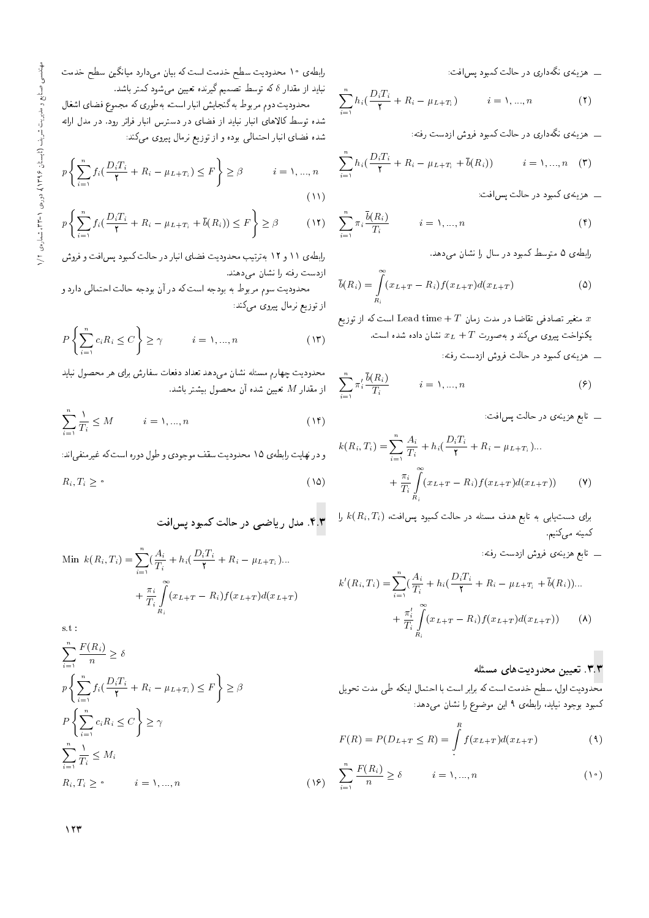— هزینه‌ی نگه‌داری در حالت کمبود پس‌افت:

$$\sum_{i=1}^{n} h_i\left(\frac{D_i T_i}{2} + R_i - \mu_{L+T_i}\right) \qquad i = 1, ..., n \tag{2}$$

— هزینه‌ی نگه‌داری در حالت کمبود فروش ازدست رفته:

$$\sum_{i=1}^{n} h_i\left(\frac{D_i T_i}{2} + R_i - \mu_{L+T_i} + \bar{b}(R_i)\right) \qquad i = 1, ..., n \tag{3}$$

— هزینه‌ی کمبود در حالت پس‌افت:

$$\sum_{i=1}^{n} \pi_i \frac{\bar{b}(R_i)}{T_i} \qquad i = 1, ..., n \tag{4}$$

رابطه‌ی ۵ متوسط کمبود در سال را نشان می‌دهد.

$$\bar{b}(R_i) = \int_{R_i}^{\infty} (x_{L+T} - R_i) f(x_{L+T}) d(x_{L+T}) \tag{5}$$

$x$ متغیر تصادفی تقاضا در مدت زمان Lead time $+ T$ است که از توزیع یکنواخت پیروی می‌کند و به‌صورت $x_L + T$ نشان داده شده است.

— هزینه‌ی کمبود در حالت فروش ازدست رفته:

$$\sum_{i=1}^{n} \pi'_i \frac{\bar{b}(R_i)}{T_i} \qquad i = 1, ..., n \tag{6}$$

— تابع هزینه‌ی در حالت پس‌افت:

$$k(R_i, T_i) = \sum_{i=1}^{n} \frac{A_i}{T_i} + h_i\left(\frac{D_i T_i}{2} + R_i - \mu_{L+T_i}\right)... + \frac{\pi_i}{T_i} \int_{R_i}^{\infty} (x_{L+T} - R_i) f(x_{L+T}) d(x_{L+T})) \tag{7}$$

برای دست‌یابی به تابع هدف مسئله در حالت کمبود پس‌افت، $k(R_i, T_i)$ را کمینه می‌کنیم.

— تابع هزینه‌ی فروش ازدست رفته:

$$k'(R_i, T_i) = \sum_{i=1}^{n} \left(\frac{A_i}{T_i} + h_i\left(\frac{D_i T_i}{2} + R_i - \mu_{L+T_i} + \bar{b}(R_i)\right)\right)... + \frac{\pi'_i}{T_i} \int_{R_i}^{\infty} (x_{L+T} - R_i) f(x_{L+T}) d(x_{L+T})) \tag{8}$$

## ۳.۳. تعیین محدودیت‌های مسئله

محدودیت اول، سطح خدمت است که برابر است با احتمال اینکه طی مدت تحویل کمبود بوجود نیاید، رابطه‌ی ۹ این موضوع را نشان می‌دهد:

$$F(R) = P(D_{L+T} \leq R) = \int_{0}^{R} f(x_{L+T}) d(x_{L+T}) \tag{9}$$

$$\sum_{i=1}^{n} \frac{F(R_i)}{n} \geq \delta \qquad i = 1, ..., n \tag{10}$$

رابطه‌ی ۱۰ محدودیت سطح خدمت است که بیان می‌دارد میانگین سطح خدمت نباید از مقدار $\delta$ که توسط تصمیم گیرنده تعیین می‌شود کمتر باشد.

محدودیت دوم مربوط به گنجایش انبار است، به‌طوری که مجموع فضای اشغال شده توسط کالاهای انبار نباید از فضای در دسترس انبار فراتر رود. در مدل ارائه شده فضای انبار احتمالی بوده و از توزیع نرمال پیروی می‌کند:

$$p\left\{\sum_{i=1}^{n} f_i\left(\frac{D_i T_i}{2} + R_i - \mu_{L+T_i}\right) \leq F\right\} \geq \beta \qquad i = 1, ..., n \tag{11}$$

$$p\left\{\sum_{i=1}^{n} f_i\left(\frac{D_i T_i}{2} + R_i - \mu_{L+T_i} + \bar{b}(R_i)\right) \leq F\right\} \geq \beta \tag{12}$$

رابطه‌ی ۱۱ و ۱۲ به‌ترتیب محدودیت فضای انبار در حالت کمبود پس‌افت و فروش ازدست رفته را نشان می‌دهند.

محدودیت سوم مربوط به بودجه است که در آن بودجه حالت احتمالی دارد و از توزیع نرمال پیروی می‌کند:

$$P\left\{\sum_{i=1}^{n} c_i R_i \leq C\right\} \geq \gamma \qquad i = 1, ..., n \tag{13}$$

محدودیت چهارم مسئله نشان می‌دهد تعداد دفعات سفارش برای هر محصول نباید از مقدار $M$ تعیین شده آن محصول بیشتر باشد.

$$\sum_{i=1}^{n} \frac{1}{T_i} \leq M \qquad i = 1, ..., n \tag{14}$$

و در نهایت رابطه‌ی ۱۵ محدودیت سقف موجودی و طول دوره است که غیرمنفی‌اند:

$$R_i, T_i \geq 0 \tag{15}$$

## ۴.۳. مدل ریاضی در حالت کمبود پس‌افت

$$\text{Min } k(R_i, T_i) = \sum_{i=1}^{n} \left(\frac{A_i}{T_i} + h_i\left(\frac{D_i T_i}{2} + R_i - \mu_{L+T_i}\right)... + \frac{\pi_i}{T_i} \int_{R_i}^{\infty} (x_{L+T} - R_i) f(x_{L+T}) d(x_{L+T})\right)$$

s.t :

$$\sum_{i=1}^{n} \frac{F(R_i)}{n} \geq \delta$$

$$p\left\{\sum_{i=1}^{n} f_i\left(\frac{D_i T_i}{2} + R_i - \mu_{L+T_i}\right) \leq F\right\} \geq \beta$$

$$P\left\{\sum_{i=1}^{n} c_i R_i \leq C\right\} \geq \gamma$$

$$\sum_{i=1}^{n} \frac{1}{T_i} \leq M_i$$

$$R_i, T_i \geq 0 \qquad i = 1, ..., n \tag{16}$$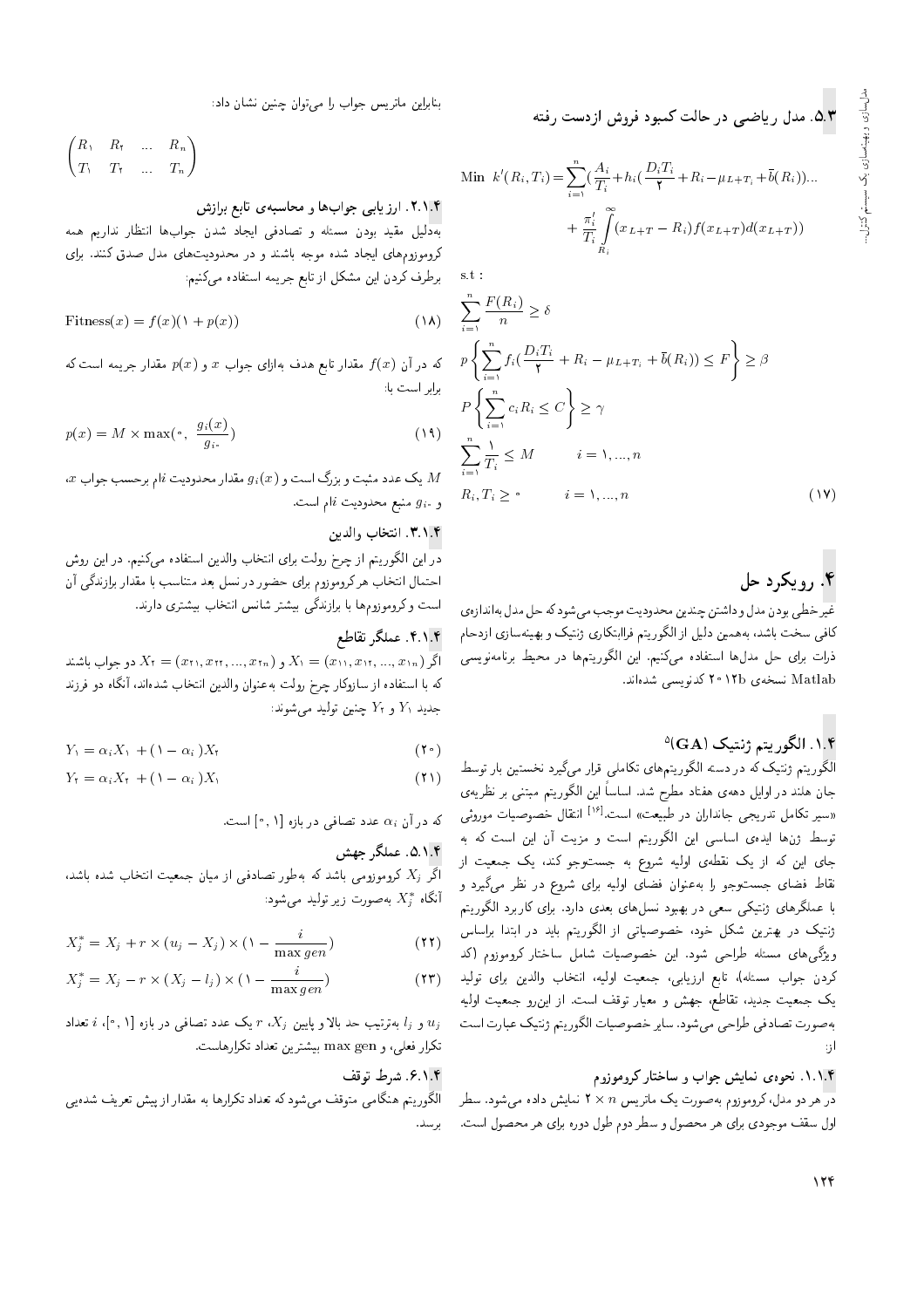## ۵.۳. مدل ریاضی در حالت کمبود فروش ازدست رفته

$$\text{Min } k'(R_i,T_i)=\sum_{i=1}^{n}\Big(\frac{A_i}{T_i}+h_i\big(\frac{D_iT_i}{2}+R_i-\mu_{L+T_i}+\bar{b}(R_i)\big)\dots$$
$$+\frac{\pi_i'}{T_i}\int_{R_i}^{\infty}(x_{L+T}-R_i)f(x_{L+T})d(x_{L+T})\Big)$$

s.t :

$$\sum_{i=1}^{n}\frac{F(R_i)}{n}\geq\delta$$

$$p\left\{\sum_{i=1}^{n}f_i\big(\frac{D_iT_i}{2}+R_i-\mu_{L+T_i}+\bar{b}(R_i)\big)\leq F\right\}\geq\beta$$

$$P\left\{\sum_{i=1}^{n}c_iR_i\leq C\right\}\geq\gamma$$

$$\sum_{i=1}^{n}\frac{1}{T_i}\leq M\qquad i=1,\dots,n$$

$$R_i,T_i\geq 0\qquad i=1,\dots,n\qquad(17)$$

# ۴. رویکرد حل

غیرخطی بودن مدل و داشتن چندین محدودیت موجب می‌شود که حل مدل به‌اندازه‌ی کافی سخت باشد، به‌همین دلیل از الگوریتم فراابتکاری ژنتیک و بهینه‌سازی ازدحام ذرات برای حل مدل‌ها استفاده می‌کنیم. این الگوریتم‌ها در محیط برنامه‌نویسی Matlab نسخه‌ی ۲۰۱۲b کدنویسی شده‌اند.

## ۱.۴. الگوریتم ژنتیک (GA)[5]

الگوریتم ژنتیک که در دسته الگوریتم‌های تکاملی قرار می‌گیرد نخستین بار توسط جان هلند در اوایل دهه‌ی هفتاد مطرح شد. اساساً این الگوریتم مبتنی بر نظریه‌ی «سیر تکامل تدریجی جانداران در طبیعت» است.[16] انتقال خصوصیات موروثی توسط ژن‌ها ایده‌ی اساسی این الگوریتم است و مزیت آن این است که به جای این که از یک نقطه‌ی اولیه شروع به جست‌وجو کند، یک جمعیت از نقاط فضای جست‌وجو را به‌عنوان فضای اولیه برای شروع در نظر می‌گیرد و با عملگرهای ژنتیکی سعی در بهبود نسل‌های بعدی دارد. برای کاربرد الگوریتم ژنتیک در بهترین شکل خود، خصوصیاتی از الگوریتم باید در ابتدا براساس ویژگی‌های مسئله طراحی شود. این خصوصیات شامل ساختار کروموزوم (کد کردن جواب مسئله)، تابع ارزیابی، جمعیت اولیه، انتخاب والدین برای تولید یک جمعیت جدید، تقاطع، جهش و معیار توقف است. از این‌رو جمعیت اولیه به‌صورت تصادفی طراحی می‌شود. سایر خصوصیات الگوریتم ژنتیک عبارت است از:

### ۱.۱.۴. نحوه‌ی نمایش جواب و ساختار کروموزوم

در هر دو مدل، کروموزوم به‌صورت یک ماتریس $2\times n$ نمایش داده می‌شود. سطر اول سقف موجودی برای هر محصول و سطر دوم طول دوره برای هر محصول است. بنابراین ماتریس جواب را می‌توان چنین نشان داد:

$$\begin{pmatrix} R_1 & R_2 & \dots & R_n\\ T_1 & T_2 & \dots & T_n\end{pmatrix}$$

### ۲.۱.۴. ارزیابی جواب‌ها و محاسبه‌ی تابع برازش

به‌دلیل مقید بودن مسئله و تصادفی ایجاد شدن جواب‌ها انتظار نداریم همه کروموزوم‌های ایجاد شده موجه باشند و در محدودیت‌های مدل صدق کنند. برای برطرف کردن این مشکل از تابع جریمه استفاده می‌کنیم:

$$\text{Fitness}(x)=f(x)(1+p(x))\qquad(18)$$

که در آن $f(x)$ مقدار تابع هدف به‌ازای جواب $x$ و $p(x)$ مقدار جریمه است که برابر است با:

$$p(x)=M\times\max\big(0,\ \frac{g_i(x)}{g_{i0}}\big)\qquad(19)$$

$M$ یک عدد مثبت و بزرگ است و $g_i(x)$ مقدار محدودیت $i$ام برحسب جواب $x$، و $g_{i0}$ منبع محدودیت $i$ام است.

### ۳.۱.۴. انتخاب والدین

در این الگوریتم از چرخ رولت برای انتخاب والدین استفاده می‌کنیم. در این روش احتمال انتخاب هر کروموزوم برای حضور در نسل بعد متناسب با مقدار برازندگی آن است و کروموزوم‌ها با برازندگی بیشتر شانس انتخاب بیشتری دارند.

### ۴.۱.۴. عملگر تقاطع

اگر $X_1=(x_{11},x_{12},\dots,x_{1n})$ و $X_2=(x_{21},x_{22},\dots,x_{2n})$ دو جواب باشند که با استفاده از سازوکار چرخ رولت به‌عنوان والدین انتخاب شده‌اند، آنگاه دو فرزند جدید $Y_1$ و $Y_2$ چنین تولید می‌شوند:

$$Y_1=\alpha_iX_1+(1-\alpha_i)X_2\qquad(20)$$

$$Y_2=\alpha_iX_2+(1-\alpha_i)X_1\qquad(21)$$

که در آن $\alpha_i$ عدد تصادفی در بازه $[0,1]$ است.

### ۵.۱.۴. عملگر جهش

اگر $X_j$ کروموزومی باشد که به‌طور تصادفی از میان جمعیت انتخاب شده باشد، آنگاه $X_j^*$ به‌صورت زیر تولید می‌شود:

$$X_j^*=X_j+r\times(u_j-X_j)\times\big(1-\frac{i}{\max gen}\big)\qquad(22)$$

$$X_j^*=X_j-r\times(X_j-l_j)\times\big(1-\frac{i}{\max gen}\big)\qquad(23)$$

$u_j$ و $l_j$ به‌ترتیب حد بالا و پایین $X_j$، $r$ یک عدد تصادفی در بازه $[0,1]$، $i$ تعداد تکرار فعلی، و max gen بیشترین تعداد تکرارهاست.

### ۶.۱.۴. شرط توقف

الگوریتم هنگامی متوقف می‌شود که تعداد تکرارها به مقدار از پیش تعریف شده‌یی برسد.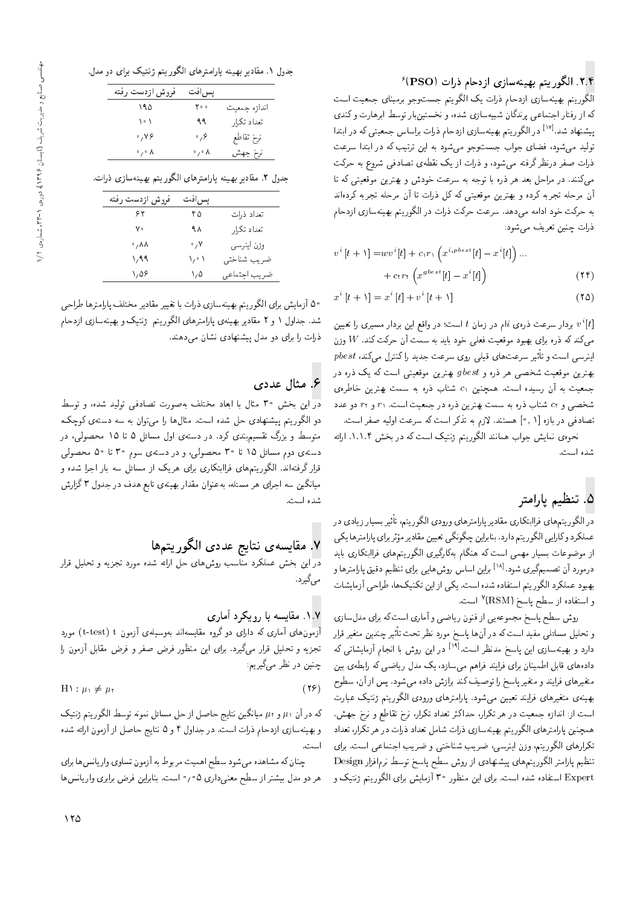### ۴.۲. الگوریتم بهینه‌سازی ازدحام ذرات (PSO)[۶]

الگوریتم بهینه‌سازی ازدحام ذرات یک الگوریتم جست‌وجو برمبنای جمعیت است که از رفتار اجتماعی پرندگان شبیه‌سازی شده، و نخستین‌بار توسط ابرهارت و کندی پیشنهاد شد.[۱۷] در الگوریتم بهینه‌سازی ازدحام ذرات براساس جمعیتی که در ابتدا تولید می‌شود، فضای جواب جست‌وجو می‌شود به این ترتیب که در ابتدا سرعت ذرات صفر درنظر گرفته می‌شود، و ذرات از یک نقطه‌ی تصادفی شروع به حرکت می‌کنند. در مراحل بعد هر ذره با توجه به سرعت خودش و بهترین موقعیتی که تا آن مرحله تجربه کرده و بهترین موقعیتی که کل ذرات تا آن مرحله تجربه کرده‌اند به حرکت خود ادامه می‌دهد. سرعت حرکت ذرات در الگوریتم بهینه‌سازی ازدحام ذرات چنین تعریف می‌شود:

$$v^i[t+1] = wv^i[t] + c_1 r_1 \left(x^{i,pbest}[t] - x^i[t]\right) \ldots + c_2 r_2 \left(x^{gbest}[t] - x^i[t]\right) \quad (۲۴)$$

$$x^i[t+1] = x^i[t] + v^i[t+1] \quad (۲۵)$$

$v^i[t]$ بردار سرعت ذره‌ی $i$ام در زمان $t$ است؛ در واقع این بردار مسیری را تعیین می‌کند که ذره برای بهبود موقعیت فعلی خود باید به سمت آن حرکت کند. $W$ وزن اینرسی است و تأثیر سرعت‌های قبلی روی سرعت جدید را کنترل می‌کند، $pbest$ بهترین موقعیت شخصی هر ذره و $gbest$ بهترین موقعیتی است که یک ذره در جمعیت به آن رسیده است. همچنین $c_1$ شتاب ذره به سمت بهترین خاطره‌ی شخصی و $c_2$ شتاب ذره به سمت بهترین ذره در جمعیت است. $r_1$ و $r_2$ دو عدد تصادفی در بازه $[0, 1]$ هستند. لازم به تذکر است که سرعت اولیه صفر است.

نحوه‌ی نمایش جواب همانند الگوریتم ژنتیک است که در بخش ۱.۱.۴. ارائه شده است.

## ۵. تنظیم پارامتر

در الگوریتم‌های فراابتکاری مقادیر پارامترهای ورودی الگوریتم، تأثیر بسیار زیادی در عملکرد و کارایی الگوریتم دارد. بنابراین چگونگی تعیین مقادیر مؤثر برای پارامترها یکی از موضوعات بسیار مهمی است که هنگام به‌کارگیری الگوریتم‌های فراابتکاری باید درمورد آن تصمیم‌گیری شود.[۱۸] براین اساس روش‌هایی برای تنظیم دقیق پارامترها و بهبود عملکرد الگوریتم استفاده شده است. یکی از این تکنیک‌ها، طراحی آزمایشات و استفاده از سطح پاسخ (RSM)[۷] است.

روش سطح پاسخ مجموعه‌یی از فنون ریاضی و آماری است که برای مدل‌سازی و تحلیل مسائلی مفید است که در آن‌ها پاسخ مورد نظر تحت تأثیر چندین متغیر قرار دارد و بهینه‌سازی این پاسخ مدنظر است.[۱۹] در این روش با انجام آزمایشاتی که داده‌های قابل اطمینان برای فرایند فراهم می‌سازد، یک مدل ریاضی که رابطه‌ی بین متغیرهای فرایند و متغیر پاسخ را توصیف کند برازش داده می‌شود. پس از آن، سطوح بهینه‌ی متغیرهای فرایند تعیین می‌شود. پارامترهای ورودی الگوریتم ژنتیک عبارت است از: اندازه جمعیت در هر تکرار، حداکثر تعداد تکرار، نرخ تقاطع و نرخ جهش. همچنین پارامترهای الگوریتم بهینه‌سازی ازدحام ذرات شامل تعداد ذرات در هر تکرار، تعداد تکرارهای الگوریتم، وزن اینرسی، ضریب شناختی و ضریب اجتماعی است. برای تنظیم پارامتر الگوریتم‌های پیشنهادی از روش سطح پاسخ توسط نرم‌افزار Design Expert استفاده شده است. برای این منظور ۳۰ آزمایش برای الگوریتم ژنتیک و ۵۰ آزمایش برای الگوریتم بهینه‌سازی ذرات با تغییر مقادیر مختلف پارامترها طراحی شد. جداول ۱ و ۲ مقادیر بهینه‌ی پارامترهای الگوریتم ژنتیک و بهینه‌سازی ازدحام ذرات را برای دو مدل پیشنهادی نشان می‌دهند.

جدول ۱. مقادیر بهینه پارامترهای الگوریتم ژنتیک برای دو مدل.

| | پس‌افت | فروش ازدست رفته |
|---|---|---|
| اندازه جمعیت | ۲۰۰ | ۱۹۵ |
| تعداد تکرار | ۹۹ | ۱۰۱ |
| نرخ تقاطع | ۰٫۶ | ۰٫۷۶ |
| نرخ جهش | ۰٫۰۸ | ۰٫۰۸ |

جدول ۲. مقادیر بهینه پارامترهای الگوریتم بهینه‌سازی ذرات.

| | پس‌افت | فروش ازدست رفته |
|---|---|---|
| تعداد ذرات | ۴۵ | ۶۲ |
| تعداد تکرار | ۹۸ | ۷۰ |
| وزن اینرسی | ۰٫۷ | ۰٫۸۸ |
| ضریب شناختی | ۱٫۰۱ | ۱٫۹۹ |
| ضریب اجتماعی | ۱٫۵ | ۱٫۵۶ |

## ۶. مثال عددی

در این بخش ۳۰ مثال با ابعاد مختلف به‌صورت تصادفی تولید شده، و توسط دو الگوریتم پیشنهادی حل شده است. مثال‌ها را می‌توان به سه دسته‌ی کوچک، متوسط و بزرگ تقسیم‌بندی کرد. در دسته‌ی اول مسائل ۵ تا ۱۵ محصولی، در دسته‌ی دوم مسائل ۱۵ تا ۳۰ محصولی، و در دسته‌ی سوم ۳۰ تا ۵۰ محصولی قرار گرفته‌اند. الگوریتم‌های فراابتکاری برای هریک از مسائل سه بار اجرا شده و میانگین سه اجرای هر مسئله، به‌عنوان مقدار بهینه‌ی تابع هدف در جدول ۳ گزارش شده است.

## ۷. مقایسه‌ی نتایج عددی الگوریتم‌ها

در این بخش عملکرد مناسب روش‌های حل ارائه شده مورد تجزیه و تحلیل قرار می‌گیرد.

### ۱.۷. مقایسه با رویکرد آماری

آزمون‌های آماری که دارای دو گروه مقایسه‌اند به‌وسیله‌ی آزمون t (t-test) مورد تجزیه و تحلیل قرار می‌گیرد. برای این منظور فرض صفر و فرض مقابل آزمون را چنین در نظر می‌گیریم:

$$H_1 : \mu_1 \neq \mu_2 \quad (۲۶)$$

که در آن $\mu_1$ و $\mu_2$ میانگین نتایج حاصل از حل مسائل نمونه توسط الگوریتم ژنتیک و بهینه‌سازی ازدحام ذرات است. در جداول ۴ و ۵ نتایج حاصل از آزمون ارائه شده است.

چنان‌که مشاهده می‌شود سطح اهمیت مربوط به آزمون تساوی واریانس‌ها برای هر دو مدل بیشتر از سطح معنی‌داری ۰٫۰۵ است. بنابراین فرض برابری واریانس‌ها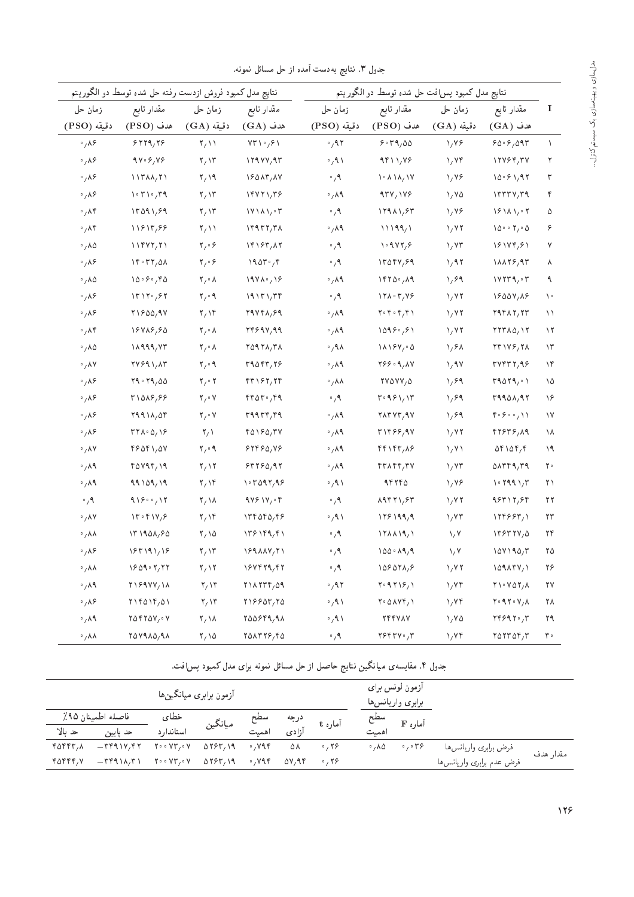جدول ۳. نتایج به‌دست آمده از حل مسائل نمونه.

| I | نتایج مدل کمبود پس‌افت حل شده توسط دو الگوریتم | | | | نتایج مدل کمبود فروش ازدست رفته حل شده توسط دو الگوریتم | | | |
|---|---|---|---|---|---|---|---|---|
| | مقدار تابع هدف (GA) | زمان حل دقیقه (GA) | مقدار تابع هدف (PSO) | زمان حل دقیقه (PSO) | مقدار تابع هدف (GA) | زمان حل دقیقه (GA) | مقدار تابع هدف (PSO) | زمان حل دقیقه (PSO) |
| ۱ | ۶۵۰۶٫۵۹۳ | ۱٫۷۶ | ۶۰۳۹٫۵۵ | ۰٫۹۲ | ۷۳۱۰٫۶۱ | ۲٫۱۱ | ۶۲۲۹٫۲۶ | ۰٫۸۶ |
| ۲ | ۱۲۷۶۴٫۳۷ | ۱٫۷۴ | ۹۴۱۱٫۷۶ | ۰٫۹۱ | ۱۲۹۷۷٫۹۳ | ۲٫۱۳ | ۹۷۰۶٫۷۶ | ۰٫۸۶ |
| ۳ | ۱۵۰۶۱٫۹۲ | ۱٫۷۶ | ۱۰۸۱۸٫۱۷ | ۰٫۹ | ۱۶۵۸۳٫۸۷ | ۲٫۱۹ | ۱۱۳۸۸٫۲۱ | ۰٫۸۶ |
| ۴ | ۱۳۳۳۷٫۳۹ | ۱٫۷۵ | ۹۳۷٫۱۷۶ | ۰٫۸۹ | ۱۴۷۲۱٫۳۶ | ۲٫۱۳ | ۱۰۳۱۰٫۳۹ | ۰٫۸۶ |
| ۵ | ۱۶۱۸۱٫۰۲ | ۱٫۷۶ | ۱۲۹۸۱٫۶۳ | ۰٫۹ | ۱۷۱۸۱٫۰۳ | ۲٫۱۳ | ۱۳۵۹۱٫۶۹ | ۰٫۸۴ |
| ۶ | ۱۵۰۰۲٫۰۵ | ۱٫۷۲ | ۱۱۱۹۹٫۱ | ۰٫۸۹ | ۱۴۹۳۲٫۳۸ | ۲٫۱۱ | ۱۱۶۱۳٫۶۶ | ۰٫۸۴ |
| ۷ | ۱۶۱۷۴٫۶۱ | ۱٫۷۳ | ۱۰۹۷۲٫۶ | ۰٫۹ | ۱۴۱۶۳٫۸۲ | ۲٫۰۶ | ۱۱۴۷۲٫۲۱ | ۰٫۸۵ |
| ۸ | ۱۸۸۲۶٫۹۳ | ۱٫۹۲ | ۱۳۵۴۷٫۶۹ | ۰٫۹ | ۱۹۵۳۰٫۴ | ۲٫۰۶ | ۱۴۰۳۲٫۵۸ | ۰٫۸۶ |
| ۹ | ۱۷۲۳۹٫۰۳ | ۱٫۶۹ | ۱۴۲۵۰٫۸۹ | ۰٫۸۹ | ۱۹۷۸۰٫۱۶ | ۲٫۰۸ | ۱۵۰۶۰٫۴۵ | ۰٫۸۵ |
| ۱۰ | ۱۶۵۵۷٫۸۶ | ۱٫۷۲ | ۱۲۸۰۳٫۷۶ | ۰٫۹ | ۱۹۱۳۱٫۳۴ | ۲٫۰۹ | ۱۳۱۲۰٫۶۲ | ۰٫۸۶ |
| ۱۱ | ۲۹۴۸۲٫۲۳ | ۱٫۷۲ | ۲۰۴۰۴٫۴۱ | ۰٫۸۹ | ۲۹۷۴۸٫۶۹ | ۲٫۱۴ | ۲۱۶۵۵٫۹۷ | ۰٫۸۶ |
| ۱۲ | ۲۲۳۸۵٫۱۲ | ۱٫۷۲ | ۱۵۹۶۰٫۶۱ | ۰٫۸۹ | ۲۴۶۹۷٫۹۹ | ۲٫۰۸ | ۱۶۷۸۶٫۶۵ | ۰٫۸۴ |
| ۱۳ | ۲۳۱۷۶٫۲۸ | ۱٫۶۸ | ۱۸۱۶۷٫۰۵ | ۰٫۹۸ | ۲۵۹۲۸٫۳۸ | ۲٫۰۸ | ۱۸۹۹۹٫۷۳ | ۰٫۸۵ |
| ۱۴ | ۳۷۴۳۲٫۹۶ | ۱٫۹۷ | ۲۶۶۰۹٫۸۷ | ۰٫۸۹ | ۳۹۵۴۳٫۲۶ | ۲٫۰۹ | ۲۷۶۹۱٫۸۳ | ۰٫۸۷ |
| ۱۵ | ۳۹۵۲۹٫۰۱ | ۱٫۶۹ | ۲۷۵۷۷٫۵ | ۰٫۸۸ | ۴۳۱۶۲٫۲۴ | ۲٫۰۲ | ۲۹۰۲۹٫۵۵ | ۰٫۸۶ |
| ۱۶ | ۳۹۹۵۸٫۹۲ | ۱٫۶۹ | ۳۰۹۶۱٫۱۳ | ۰٫۹ | ۴۳۵۳۰٫۴۹ | ۲٫۰۷ | ۳۱۵۸۶٫۶۶ | ۰٫۸۶ |
| ۱۷ | ۴۰۶۰۰٫۱۱ | ۱٫۶۹ | ۲۸۳۷۳٫۹۷ | ۰٫۸۹ | ۳۹۹۳۴٫۴۹ | ۲٫۰۷ | ۲۹۹۱۸٫۵۴ | ۰٫۸۶ |
| ۱۸ | ۴۲۶۳۶٫۸۹ | ۱٫۷۲ | ۳۱۴۶۶٫۹۷ | ۰٫۸۹ | ۴۵۱۶۵٫۳۷ | ۲٫۱ | ۳۲۸۰۵٫۱۶ | ۰٫۸۶ |
| ۱۹ | ۵۴۱۵۴٫۴ | ۱٫۷۱ | ۴۴۱۴۳٫۸۶ | ۰٫۸۹ | ۶۲۴۶۵٫۷۶ | ۲٫۰۹ | ۴۶۵۴۱٫۵۷ | ۰٫۸۷ |
| ۲۰ | ۵۸۳۴۹٫۳۹ | ۱٫۷۳ | ۴۳۸۴۴٫۳۷ | ۰٫۸۹ | ۶۳۲۶۵٫۹۲ | ۲٫۱۲ | ۴۵۷۹۴٫۱۹ | ۰٫۸۹ |
| ۲۱ | ۱۰۲۹۹۱٫۳ | ۱٫۷۶ | ۹۴۲۴۵ | ۰٫۹۱ | ۱۰۳۵۹۲٫۹۶ | ۲٫۱۴ | ۹۹۱۵۹٫۱۹ | ۰٫۸۹ |
| ۲۲ | ۹۶۳۱۲٫۶۴ | ۱٫۷۲ | ۸۹۴۲۱٫۶۳ | ۰٫۹ | ۹۷۶۱۷٫۰۴ | ۲٫۱۸ | ۹۱۶۰۰٫۱۲ | ۰٫۹ |
| ۲۳ | ۱۲۴۶۶۳٫۱ | ۱٫۷۳ | ۱۲۶۱۹۹٫۹ | ۰٫۹۱ | ۱۳۴۵۴۵٫۴۶ | ۲٫۱۴ | ۱۳۰۴۱۷٫۶ | ۰٫۸۷ |
| ۲۴ | ۱۳۶۳۲۷٫۵ | ۱٫۷ | ۱۲۸۸۱۹٫۱ | ۰٫۹ | ۱۳۶۱۴۹٫۴۱ | ۲٫۱۵ | ۱۳۱۹۵۸٫۶۵ | ۰٫۸۸ |
| ۲۵ | ۱۵۷۱۹۵٫۳ | ۱٫۷ | ۱۵۵۰۸۹٫۹ | ۰٫۹ | ۱۶۹۸۸۷٫۲۱ | ۲٫۱۳ | ۱۶۳۱۹۱٫۱۶ | ۰٫۸۶ |
| ۲۶ | ۱۵۹۸۳۷٫۱ | ۱٫۷۲ | ۱۵۶۵۲۸٫۶ | ۰٫۹ | ۱۶۷۴۲۹٫۴۲ | ۲٫۱۲ | ۱۶۵۹۰۲٫۲۲ | ۰٫۸۸ |
| ۲۷ | ۲۱۰۷۵۲٫۸ | ۱٫۷۴ | ۲۰۹۲۱۶٫۱ | ۰٫۹۲ | ۲۱۸۲۳۴٫۵۹ | ۲٫۱۴ | ۲۱۶۹۷۷٫۱۸ | ۰٫۸۹ |
| ۲۸ | ۲۰۹۲۰۷٫۸ | ۱٫۷۴ | ۲۰۵۸۷۴٫۱ | ۰٫۹۱ | ۲۱۶۶۵۳٫۲۵ | ۲٫۱۳ | ۲۱۴۵۱۴٫۵۱ | ۰٫۸۶ |
| ۲۹ | ۲۴۶۹۲۰٫۳ | ۱٫۷۵ | ۲۴۴۷۸۷ | ۰٫۹۱ | ۲۵۵۶۴۹٫۹۸ | ۲٫۱۸ | ۲۵۴۲۵۷٫۰۷ | ۰٫۸۹ |
| ۳۰ | ۲۵۲۳۵۴٫۳ | ۱٫۷۴ | ۲۶۴۳۷۰٫۳ | ۰٫۹ | ۲۵۸۳۳۶٫۴۵ | ۲٫۱۵ | ۲۵۷۹۸۵٫۹۸ | ۰٫۸۸ |

جدول ۴. مقایسه‌ی میانگین نتایج حاصل از حل مسائل نمونه برای مدل کمبود پس‌افت.

| | | آزمون لونس برای برابری واریانس‌ها | | آزمون برابری میانگین‌ها | | | | | | |
|---|---|---|---|---|---|---|---|---|---|---|
| | | آماره F | سطح اهمیت | آماره t | درجه آزادی | سطح اهمیت | میانگین | خطای استاندارد | فاصله اطمینان ۹۵٪ حد پایین | فاصله اطمینان ۹۵٪ حد بالا |
| مقدار هدف | فرض برابری واریانس‌ها | ۰٫۰۳۶ | ۰٫۸۵ | ۰٫۲۶ | ۵۸ | ۰٫۷۹۴ | ۵۲۶۳٫۱۹ | ۲۰۰۷۳٫۰۷ | −۳۴۹۱۷٫۴۲ | ۴۵۴۴۳٫۸ |
| | فرض عدم برابری واریانس‌ها | | | ۰٫۲۶ | ۵۷٫۹۴ | ۰٫۷۹۴ | ۵۲۶۳٫۱۹ | ۲۰۰۷۳٫۰۷ | −۳۴۹۱۸٫۳۱ | ۴۵۴۴۴٫۷ |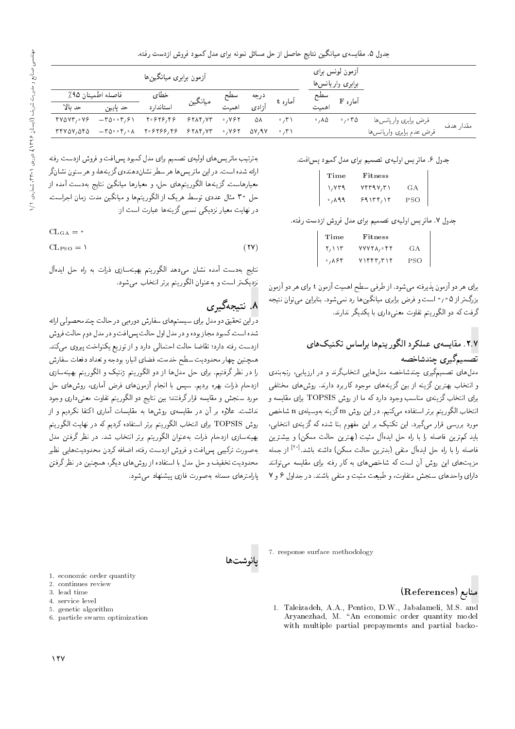جدول ۵. مقایسه‌ی میانگین نتایج حاصل از حل مسائل نمونه برای مدل کمبود فروش ازدست رفته.

| | | آزمون لونس برای برابری واریانس‌ها | | آزمون برابری میانگین‌ها | | | | | | |
|---|---|---|---|---|---|---|---|---|---|---|
| | | آماره F | سطح اهمیت | آماره t | درجه آزادی | سطح اهمیت | میانگین | خطای استاندارد | فاصله اطمینان ۹۵٪ حد پایین | فاصله اطمینان ۹۵٪ حد بالا |
| مقدار هدف | فرض برابری واریانس‌ها | ۰٫۰۳۵ | ۰٫۸۵ | ۰٫۳۱ | ۵۸ | ۰٫۷۶۲ | ۶۲۸۴٫۷۳ | ۲۰۶۲۶٫۴۶ | ۳۵۰۰۳٫۶۱− | ۴۷۵۷۳٫۰۷۶ |
| | فرض عدم برابری واریانس‌ها | | | ۰٫۳۱ | ۵۷٫۹۷ | ۰٫۷۶۲ | ۶۲۸۴٫۷۳ | ۲۰۶۲۶۶٫۴۶ | ۳۵۰۰۴٫۰۸− | ۳۴۷۵۷٫۵۴۵ |

جدول ۶. ماتریس اولیه‌ی تصمیم برای مدل کمبود پس‌افت.

| | Fitness | Time |
|---|---|---|
| GA | ۷۴۳۹۷٫۳۱ | ۱٫۷۳۹ |
| PSO | ۶۹۱۳۴٫۱۲ | ۰٫۸۹۹ |

جدول ۷. ماتریس اولیه‌ی تصمیم برای مدل فروش ازدست رفته.

| | Fitness | Time |
|---|---|---|
| GA | ۷۷۷۲۸٫۰۴۲ | ۲٫۱۱۳ |
| PSO | ۷۱۴۴۳٫۳۱۲ | ۰٫۸۶۴ |

برای هر دو آزمون پذیرفته می‌شود. از طرفی سطح اهمیت آزمون t برای هر دو آزمون بزرگ‌تر از ۰٫۰۵ است و فرض برابری میانگین‌ها رد نمی‌شود. بنابراین می‌توان نتیجه گرفت که دو الگوریتم تفاوت معنی‌داری با یکدیگر ندارند.

## ۷.۲. مقایسه‌ی عملکرد الگوریتم‌ها براساس تکنیک‌های تصمیم‌گیری چندشاخصه

مدل‌های تصمیم‌گیری چندشاخصه مدل‌هایی انتخاب‌گرند و در ارزیابی، رتبه‌بندی و انتخاب بهترین گزینه از بین گزینه‌های موجود کاربرد دارند. روش‌های مختلفی برای انتخاب گزینه‌ی مناسب وجود دارد که ما از روش TOPSIS برای مقایسه و انتخاب الگوریتم برتر استفاده می‌کنیم. در این روش m گزینه به‌وسیله‌ی n شاخص مورد بررسی قرار می‌گیرد. این تکنیک بر این مفهوم بنا شده که گزینه‌ی انتخابی، باید کم‌ترین فاصله را با راه حل ایده‌آل مثبت (بهترین حالت ممکن) و بیشترین فاصله را با راه حل ایده‌آل منفی (بدترین حالت ممکن) داشته باشد.[۲۰] از جمله مزیت‌های این روش آن است که شاخص‌های به کار رفته برای مقایسه می‌توانند دارای واحدهای سنجش متفاوت، و طبیعت مثبت و منفی باشند. در جداول ۶ و ۷ به‌ترتیب ماتریس‌های اولیه‌ی تصمیم برای مدل کمبود پس‌افت و فروش ازدست رفته ارائه شده است. در این ماتریس‌ها هر سطر نشان‌دهنده‌ی گزینه‌ها، و هر ستون نشان‌گر معیارهاست. گزینه‌ها الگوریتم‌های حل، و معیارها میانگین نتایج به‌دست آمده از حل ۳۰ مثال عددی توسط هریک از الگوریتم‌ها و میانگین مدت زمان اجراست. در نهایت معیار نزدیکی نسبی گزینه‌ها عبارت است از:

$$CL_{GA} = 0$$
$$CL_{PSO} = 1 \qquad (27)$$

نتایج به‌دست آمده نشان می‌دهد الگوریتم بهینه‌سازی ذرات به راه حل ایده‌آل نزدیک‌تر است و به‌عنوان الگوریتم برتر انتخاب می‌شود.

## ۸. نتیجه‌گیری

در این تحقیق دو مدل برای سیستم‌های سفارش دوره‌یی در حالت چندمحصولی ارائه شده است. کمبود مجاز بوده و در مدل اول حالت پس‌افت و در مدل دوم حالت فروش ازدست رفته دارد؛ تقاضا حالت احتمالی دارد و از توزیع یکنواخت پیروی می‌کند. همچنین چهار محدودیت سطح خدمت، فضای انبار، بودجه و تعداد دفعات سفارش را در نظر گرفتیم. برای حل مدل‌ها از دو الگوریتم ژنتیک و الگوریتم بهینه‌سازی ازدحام ذرات بهره بردیم. سپس با انجام آزمون‌های فرض آماری، روش‌های حل مورد سنجش و مقایسه قرار گرفتند؛ بین نتایج دو الگوریتم تفاوت معنی‌داری وجود نداشت. علاوه بر آن در مقایسه‌ی روش‌ها به مقایسات آماری اکتفا نکردیم و از روش TOPSIS برای انتخاب الگوریتم برتر استفاده کردیم که در نهایت الگوریتم بهینه‌سازی ازدحام ذرات به‌عنوان الگوریتم برتر انتخاب شد. در نظر گرفتن مدل به‌صورت ترکیبی پس‌افت و فروش ازدست رفته، اضافه کردن محدودیت‌هایی نظیر محدودیت تخفیف و حل مدل با استفاده از روش‌های دیگر، همچنین در نظر گرفتن پارامترهای مسئله به‌صورت فازی پیشنهاد می‌شود.

## پانوشت‌ها

1. economic order quantity
2. continues review
3. lead time
4. service level
5. genetic algorithm
6. particle swarm optimization
7. response surface methodology

## منابع (References)

1. Taleizadeh, A.A., Pentico, D.W., Jabalameli, M.S. and Aryanezhad, M. "An economic order quantity model with multiple partial prepayments and partial backo-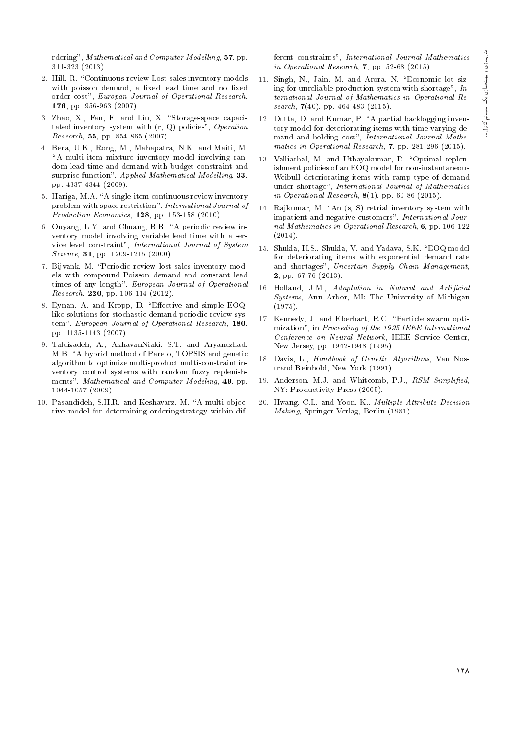rdering", *Mathematical and Computer Modelling*, **57**, pp. 311-323 (2013).

2. Hill, R. "Continuous-review Lost-sales inventory models with poisson demand, a fixed lead time and no fixed order cost", *Europan Journal of Operational Research*, **176**, pp. 956-963 (2007).

3. Zhao, X., Fan, F. and Liu, X. "Storage-space capacitated inventory system with (r, Q) policies", *Operation Research*, **55**, pp. 854-865 (2007).

4. Bera, U.K., Rong, M., Mahapatra, N.K. and Maiti, M. "A multi-item mixture inventory model involving random lead time and demand with budget constraint and surprise function", *Applied Mathematical Modelling*, **33**, pp. 4337-4344 (2009).

5. Hariga, M.A. "A single-item continuous review inventory problem with space restriction", *International Journal of Production Economics*, **128**, pp. 153-158 (2010).

6. Ouyang, L.Y. and Chuang, B.R. "A periodic review inventory model involving variable lead time with a service level constraint", *International Journal of System Science*, **31**, pp. 1209-1215 (2000).

7. Bijvank, M. "Periodic review lost-sales inventory models with compound Poisson demand and constant lead times of any length", *European Journal of Operational Research*, **220**, pp. 106-114 (2012).

8. Eynan, A. and Kropp, D. "Effective and simple EOQ-like solutions for stochastic demand periodic review system", *European Journal of Operational Research*, **180**, pp. 1135-1143 (2007).

9. Taleizadeh, A., AkhavanNiaki, S.T. and Aryanezhad, M.B. "A hybrid method of Pareto, TOPSIS and genetic algorithm to optimize multi-product multi-constraint inventory control systems with random fuzzy replenishments", *Mathematical and Computer Modeling*, **49**, pp. 1044-1057 (2009).

10. Pasandideh, S.H.R. and Keshavarz, M. "A multi objective model for determining orderingstrategy within different constraints", *International Journal Mathematics in Operational Research*, **7**, pp. 52-68 (2015).

11. Singh, N., Jain, M. and Arora, N. "Economic lot sizing for unreliable production system with shortage", *International Journal of Mathematics in Operational Research*, **7**(40), pp. 464-483 (2015).

12. Dutta, D. and Kumar, P. "A partial backlogging inventory model for deteriorating items with time-varying demand and holding cost", *International Journal Mathematics in Operational Research*, **7**, pp. 281-296 (2015).

13. Valliathal, M. and Uthayakumar, R. "Optimal replenishment policies of an EOQ model for non-instantaneous Weibull deteriorating items with ramp-type of demand under shortage", *International Journal of Mathematics in Operational Research*, **8**(1), pp. 60-86 (2015).

14. Rajkumar, M. "An (s, S) retrial inventory system with impatient and negative customers", *International Journal Mathematics in Operational Research*, **6**, pp. 106-122 (2014).

15. Shukla, H.S., Shukla, V. and Yadava, S.K. "EOQ model for deteriorating items with exponential demand rate and shortages", *Uncertain Supply Chain Management*, **2**, pp. 67-76 (2013).

16. Holland, J.M., *Adaptation in Natural and Artificial Systems*, Ann Arbor, MI: The University of Michigan (1975).

17. Kennedy, J. and Eberhart, R.C. "Particle swarm optimization", in *Proceeding of the 1995 IEEE International Conference on Neural Network*, IEEE Service Center, New Jersey, pp. 1942-1948 (1995).

18. Davis, L., *Handbook of Genetic Algorithms*, Van Nostrand Reinhold, New York (1991).

19. Anderson, M.J. and Whitcomb, P.J., *RSM Simplified*, NY: Productivity Press (2005).

20. Hwang, C.L. and Yoon, K., *Multiple Attribute Decision Making*, Springer Verlag, Berlin (1981).